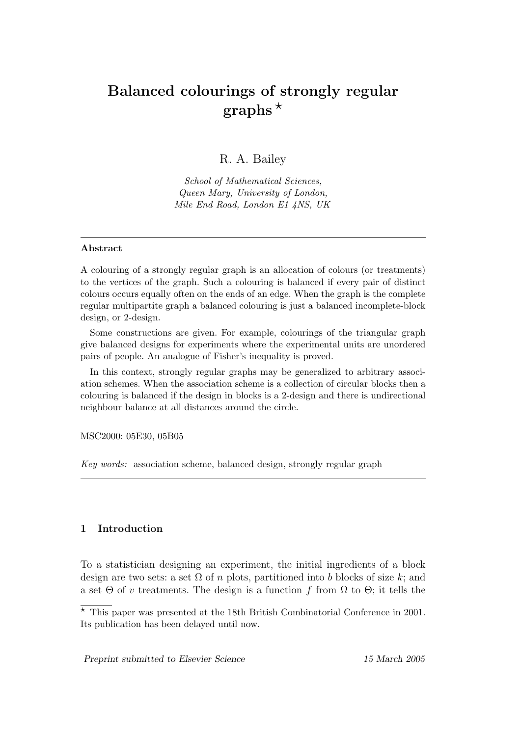# Balanced colourings of strongly regular graphs ⋆

R. A. Bailey

*School of Mathematical Sciences,*
*Queen Mary, University of London,*
*Mile End Road, London E1 4NS, UK*

---

**Abstract**

A colouring of a strongly regular graph is an allocation of colours (or treatments) to the vertices of the graph. Such a colouring is balanced if every pair of distinct colours occurs equally often on the ends of an edge. When the graph is the complete regular multipartite graph a balanced colouring is just a balanced incomplete-block design, or 2-design.

Some constructions are given. For example, colourings of the triangular graph give balanced designs for experiments where the experimental units are unordered pairs of people. An analogue of Fisher's inequality is proved.

In this context, strongly regular graphs may be generalized to arbitrary association schemes. When the association scheme is a collection of circular blocks then a colouring is balanced if the design in blocks is a 2-design and there is undirectional neighbour balance at all distances around the circle.

MSC2000: 05E30, 05B05

*Key words:* association scheme, balanced design, strongly regular graph

---

## 1 Introduction

To a statistician designing an experiment, the initial ingredients of a block design are two sets: a set $\Omega$ of $n$ plots, partitioned into $b$ blocks of size $k$; and a set $\Theta$ of $v$ treatments. The design is a function $f$ from $\Omega$ to $\Theta$; it tells the

⋆ This paper was presented at the 18th British Combinatorial Conference in 2001. Its publication has been delayed until now.

*Preprint submitted to Elsevier Science* 15 March 2005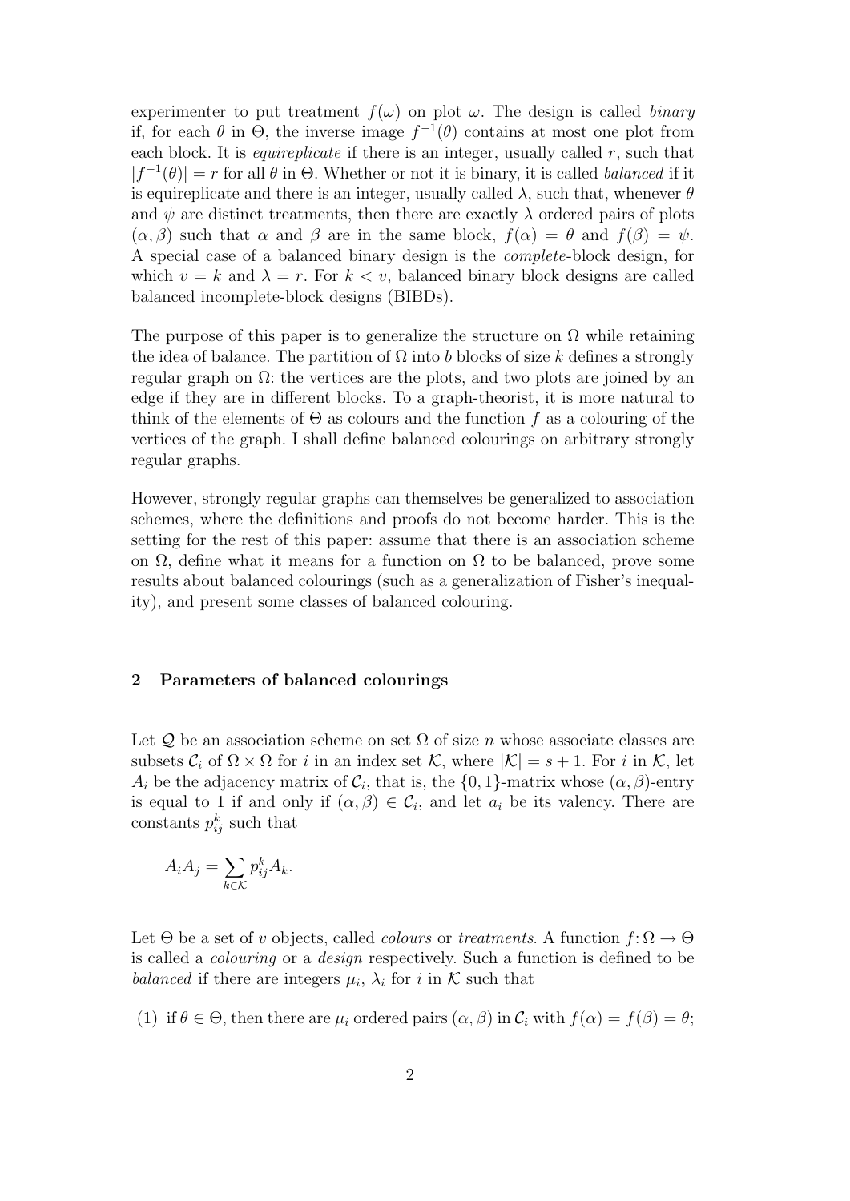experimenter to put treatment $f(\omega)$ on plot $\omega$. The design is called *binary* if, for each $\theta$ in $\Theta$, the inverse image $f^{-1}(\theta)$ contains at most one plot from each block. It is *equireplicate* if there is an integer, usually called $r$, such that $|f^{-1}(\theta)| = r$ for all $\theta$ in $\Theta$. Whether or not it is binary, it is called *balanced* if it is equireplicate and there is an integer, usually called $\lambda$, such that, whenever $\theta$ and $\psi$ are distinct treatments, then there are exactly $\lambda$ ordered pairs of plots $(\alpha, \beta)$ such that $\alpha$ and $\beta$ are in the same block, $f(\alpha) = \theta$ and $f(\beta) = \psi$. A special case of a balanced binary design is the *complete*-block design, for which $v = k$ and $\lambda = r$. For $k < v$, balanced binary block designs are called balanced incomplete-block designs (BIBDs).

The purpose of this paper is to generalize the structure on $\Omega$ while retaining the idea of balance. The partition of $\Omega$ into $b$ blocks of size $k$ defines a strongly regular graph on $\Omega$: the vertices are the plots, and two plots are joined by an edge if they are in different blocks. To a graph-theorist, it is more natural to think of the elements of $\Theta$ as colours and the function $f$ as a colouring of the vertices of the graph. I shall define balanced colourings on arbitrary strongly regular graphs.

However, strongly regular graphs can themselves be generalized to association schemes, where the definitions and proofs do not become harder. This is the setting for the rest of this paper: assume that there is an association scheme on $\Omega$, define what it means for a function on $\Omega$ to be balanced, prove some results about balanced colourings (such as a generalization of Fisher's inequality), and present some classes of balanced colouring.

## 2 Parameters of balanced colourings

Let $\mathcal{Q}$ be an association scheme on set $\Omega$ of size $n$ whose associate classes are subsets $\mathcal{C}_i$ of $\Omega \times \Omega$ for $i$ in an index set $\mathcal{K}$, where $|\mathcal{K}| = s + 1$. For $i$ in $\mathcal{K}$, let $A_i$ be the adjacency matrix of $\mathcal{C}_i$, that is, the $\{0, 1\}$-matrix whose $(\alpha, \beta)$-entry is equal to 1 if and only if $(\alpha, \beta) \in \mathcal{C}_i$, and let $a_i$ be its valency. There are constants $p_{ij}^k$ such that

$$A_i A_j = \sum_{k \in \mathcal{K}} p_{ij}^k A_k.$$

Let $\Theta$ be a set of $v$ objects, called *colours* or *treatments*. A function $f\colon \Omega \to \Theta$ is called a *colouring* or a *design* respectively. Such a function is defined to be *balanced* if there are integers $\mu_i$, $\lambda_i$ for $i$ in $\mathcal{K}$ such that

(1) if $\theta \in \Theta$, then there are $\mu_i$ ordered pairs $(\alpha, \beta)$ in $\mathcal{C}_i$ with $f(\alpha) = f(\beta) = \theta$;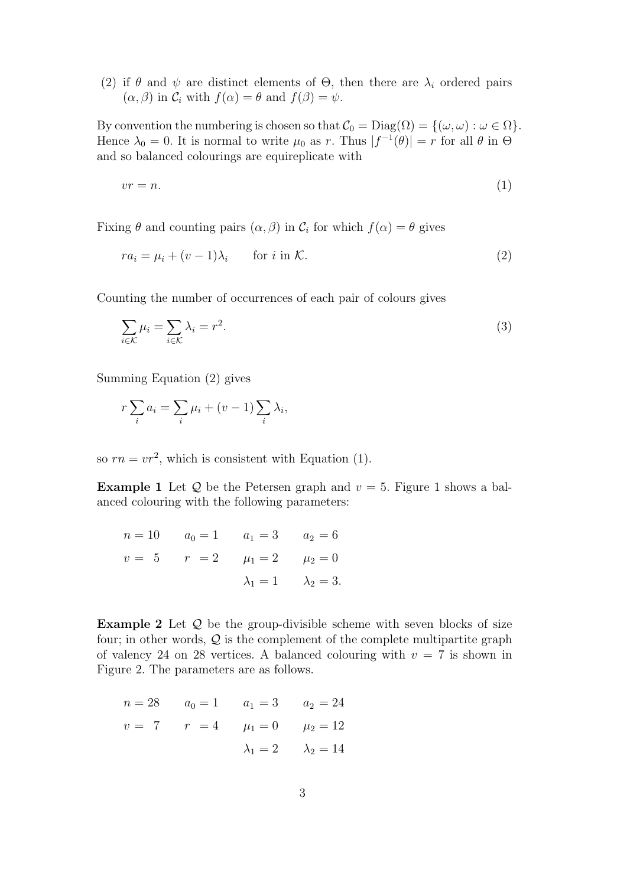(2) if $\theta$ and $\psi$ are distinct elements of $\Theta$, then there are $\lambda_i$ ordered pairs $(\alpha, \beta)$ in $\mathcal{C}_i$ with $f(\alpha) = \theta$ and $f(\beta) = \psi$.

By convention the numbering is chosen so that $\mathcal{C}_0 = \mathrm{Diag}(\Omega) = \{(\omega, \omega) : \omega \in \Omega\}$. Hence $\lambda_0 = 0$. It is normal to write $\mu_0$ as $r$. Thus $|f^{-1}(\theta)| = r$ for all $\theta$ in $\Theta$ and so balanced colourings are equireplicate with

$$vr = n. \tag{1}$$

Fixing $\theta$ and counting pairs $(\alpha, \beta)$ in $\mathcal{C}_i$ for which $f(\alpha) = \theta$ gives

$$ra_i = \mu_i + (v-1)\lambda_i \qquad \text{for } i \text{ in } \mathcal{K}. \tag{2}$$

Counting the number of occurrences of each pair of colours gives

$$\sum_{i \in \mathcal{K}} \mu_i = \sum_{i \in \mathcal{K}} \lambda_i = r^2. \tag{3}$$

Summing Equation (2) gives

$$r \sum_i a_i = \sum_i \mu_i + (v-1) \sum_i \lambda_i,$$

so $rn = vr^2$, which is consistent with Equation (1).

**Example 1** Let $\mathcal{Q}$ be the Petersen graph and $v = 5$. Figure 1 shows a balanced colouring with the following parameters:

$$\begin{array}{llll} n = 10 & a_0 = 1 & a_1 = 3 & a_2 = 6 \\ v = \ 5 & r \ = 2 & \mu_1 = 2 & \mu_2 = 0 \\ & & \lambda_1 = 1 & \lambda_2 = 3. \end{array}$$

**Example 2** Let $\mathcal{Q}$ be the group-divisible scheme with seven blocks of size four; in other words, $\mathcal{Q}$ is the complement of the complete multipartite graph of valency 24 on 28 vertices. A balanced colouring with $v = 7$ is shown in Figure 2. The parameters are as follows.

$$\begin{array}{llll} n = 28 & a_0 = 1 & a_1 = 3 & a_2 = 24 \\ v = \ 7 & r \ = 4 & \mu_1 = 0 & \mu_2 = 12 \\ & & \lambda_1 = 2 & \lambda_2 = 14 \end{array}$$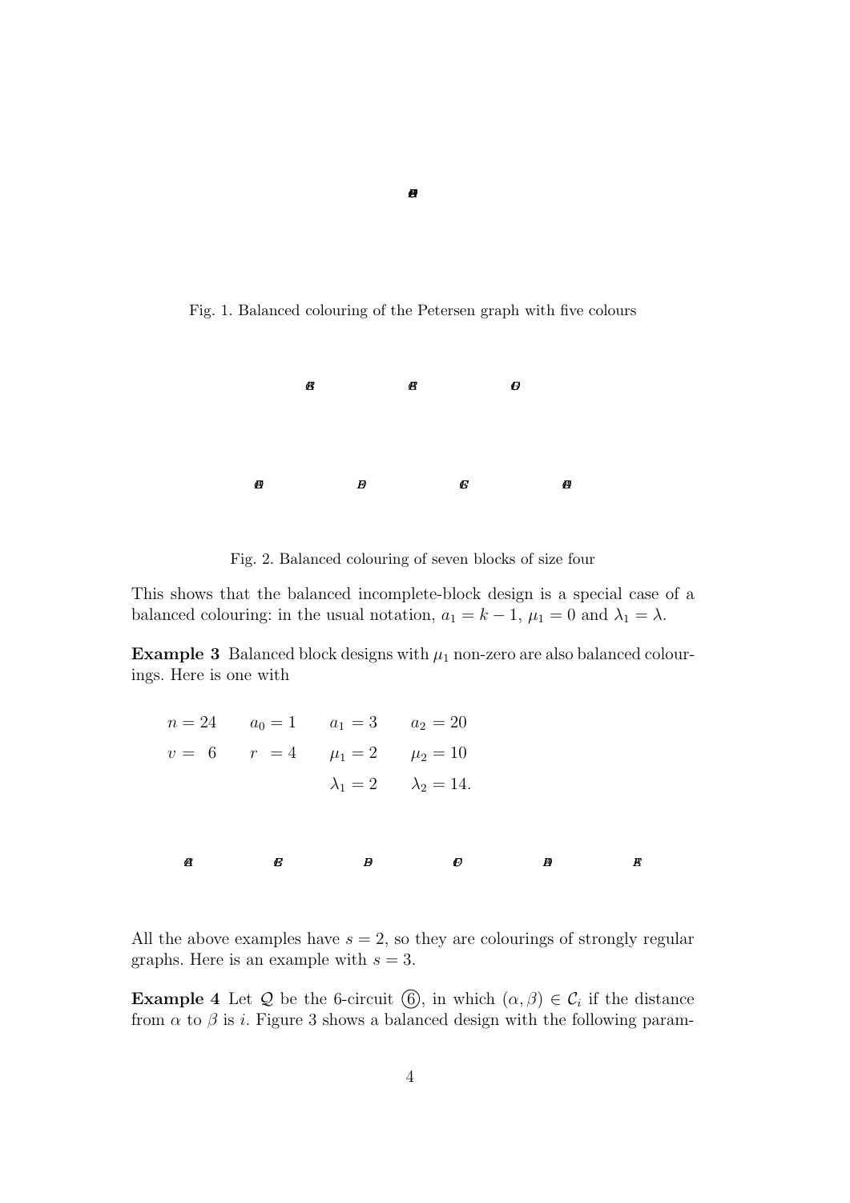Fig. 1. Balanced colouring of the Petersen graph with five colours

Fig. 2. Balanced colouring of seven blocks of size four

This shows that the balanced incomplete-block design is a special case of a balanced colouring: in the usual notation, $a_1 = k-1$, $\mu_1 = 0$ and $\lambda_1 = \lambda$.

**Example 3** Balanced block designs with $\mu_1$ non-zero are also balanced colourings. Here is one with

$$
\begin{array}{llll}
n = 24 & a_0 = 1 & a_1 = 3 & a_2 = 20 \\
v = \ \ 6 & r \ = 4 & \mu_1 = 2 & \mu_2 = 10 \\
 & & \lambda_1 = 2 & \lambda_2 = 14.
\end{array}
$$

All the above examples have $s = 2$, so they are colourings of strongly regular graphs. Here is an example with $s = 3$.

**Example 4** Let $\mathcal{Q}$ be the 6-circuit ⑥, in which $(\alpha, \beta) \in \mathcal{C}_i$ if the distance from $\alpha$ to $\beta$ is $i$. Figure 3 shows a balanced design with the following param-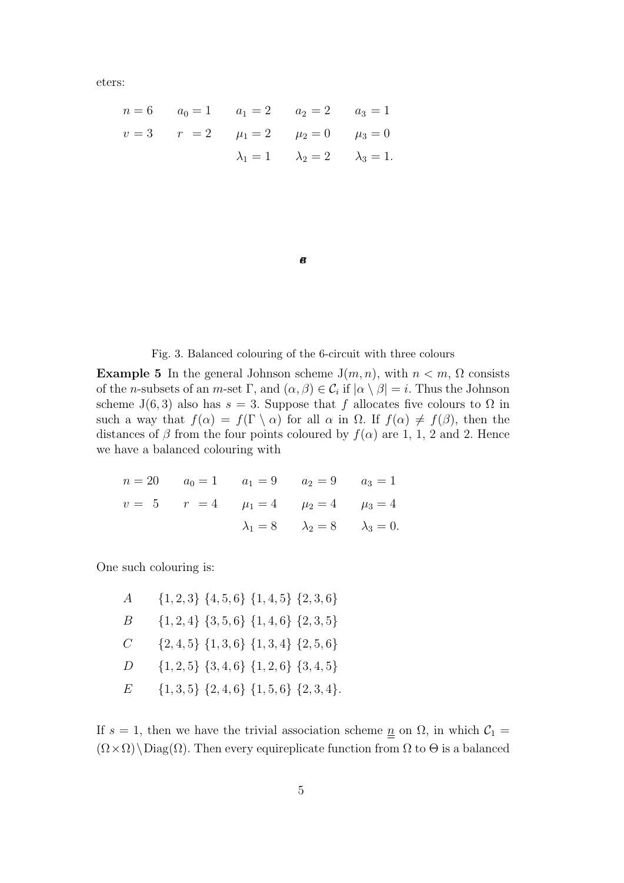eters:

$$
\begin{array}{lllll}
n = 6 & a_0 = 1 & a_1 = 2 & a_2 = 2 & a_3 = 1 \\
v = 3 & r\ = 2 & \mu_1 = 2 & \mu_2 = 0 & \mu_3 = 0 \\
 & & \lambda_1 = 1 & \lambda_2 = 2 & \lambda_3 = 1.
\end{array}
$$

Fig. 3. Balanced colouring of the 6-circuit with three colours

**Example 5** In the general Johnson scheme $\mathrm{J}(m, n)$, with $n < m$, $\Omega$ consists of the $n$-subsets of an $m$-set $\Gamma$, and $(\alpha, \beta) \in \mathcal{C}_i$ if $|\alpha \setminus \beta| = i$. Thus the Johnson scheme $\mathrm{J}(6, 3)$ also has $s = 3$. Suppose that $f$ allocates five colours to $\Omega$ in such a way that $f(\alpha) = f(\Gamma \setminus \alpha)$ for all $\alpha$ in $\Omega$. If $f(\alpha) \neq f(\beta)$, then the distances of $\beta$ from the four points coloured by $f(\alpha)$ are 1, 1, 2 and 2. Hence we have a balanced colouring with

$$
\begin{array}{lllll}
n = 20 & a_0 = 1 & a_1 = 9 & a_2 = 9 & a_3 = 1 \\
v = \ 5 & r\ = 4 & \mu_1 = 4 & \mu_2 = 4 & \mu_3 = 4 \\
 & & \lambda_1 = 8 & \lambda_2 = 8 & \lambda_3 = 0.
\end{array}
$$

One such colouring is:

| | |
|---|---|
| $A$ | $\{1,2,3\}$ $\{4,5,6\}$ $\{1,4,5\}$ $\{2,3,6\}$ |
| $B$ | $\{1,2,4\}$ $\{3,5,6\}$ $\{1,4,6\}$ $\{2,3,5\}$ |
| $C$ | $\{2,4,5\}$ $\{1,3,6\}$ $\{1,3,4\}$ $\{2,5,6\}$ |
| $D$ | $\{1,2,5\}$ $\{3,4,6\}$ $\{1,2,6\}$ $\{3,4,5\}$ |
| $E$ | $\{1,3,5\}$ $\{2,4,6\}$ $\{1,5,6\}$ $\{2,3,4\}$. |

If $s = 1$, then we have the trivial association scheme $\underline{\underline{n}}$ on $\Omega$, in which $\mathcal{C}_1 = (\Omega \times \Omega) \setminus \mathrm{Diag}(\Omega)$. Then every equireplicate function from $\Omega$ to $\Theta$ is a balanced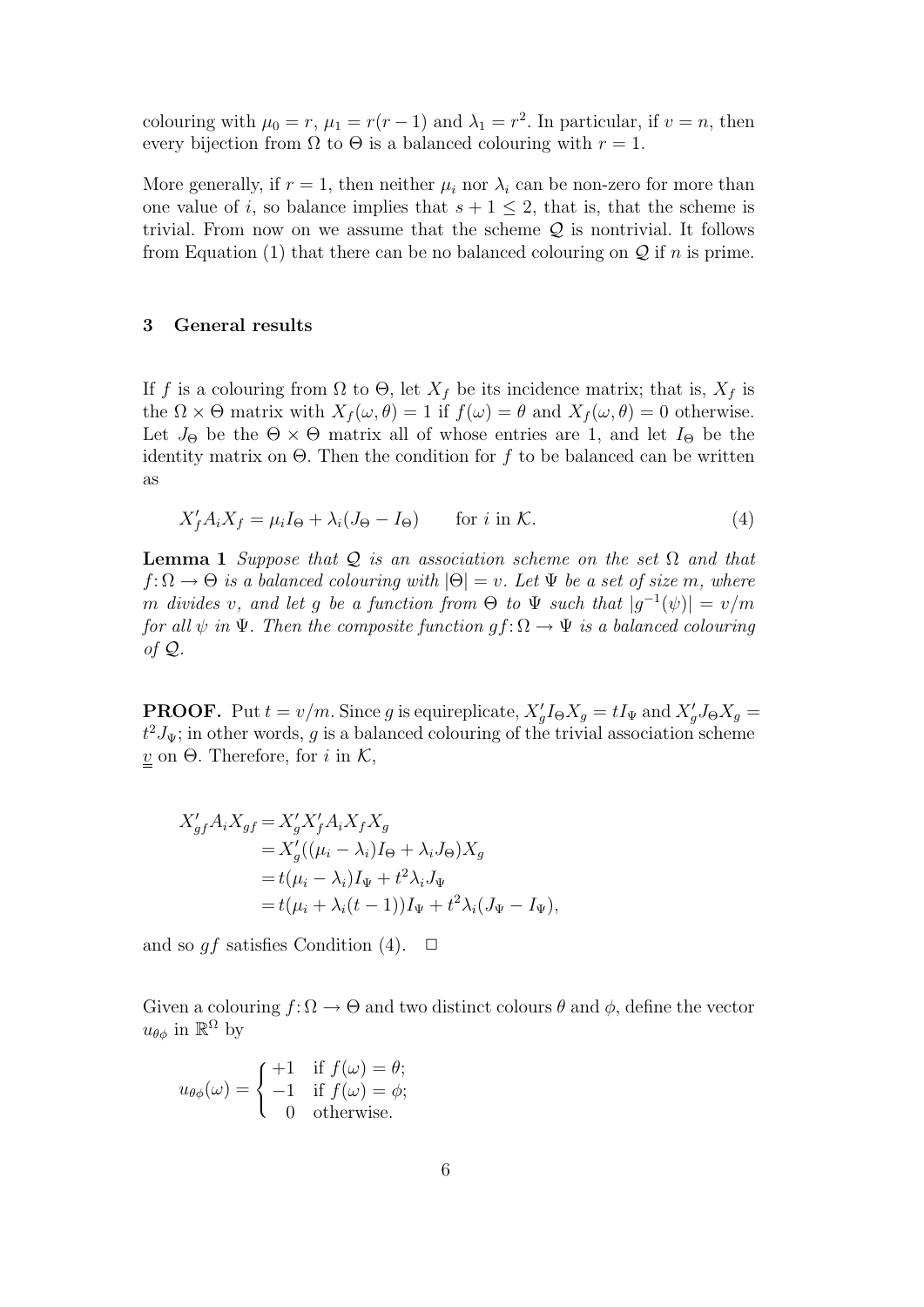colouring with $\mu_0 = r$, $\mu_1 = r(r-1)$ and $\lambda_1 = r^2$. In particular, if $v = n$, then every bijection from $\Omega$ to $\Theta$ is a balanced colouring with $r = 1$.

More generally, if $r = 1$, then neither $\mu_i$ nor $\lambda_i$ can be non-zero for more than one value of $i$, so balance implies that $s + 1 \leq 2$, that is, that the scheme is trivial. From now on we assume that the scheme $\mathcal{Q}$ is nontrivial. It follows from Equation (1) that there can be no balanced colouring on $\mathcal{Q}$ if $n$ is prime.

## 3 General results

If $f$ is a colouring from $\Omega$ to $\Theta$, let $X_f$ be its incidence matrix; that is, $X_f$ is the $\Omega \times \Theta$ matrix with $X_f(\omega, \theta) = 1$ if $f(\omega) = \theta$ and $X_f(\omega, \theta) = 0$ otherwise. Let $J_\Theta$ be the $\Theta \times \Theta$ matrix all of whose entries are 1, and let $I_\Theta$ be the identity matrix on $\Theta$. Then the condition for $f$ to be balanced can be written as

$$X_f' A_i X_f = \mu_i I_\Theta + \lambda_i (J_\Theta - I_\Theta) \qquad \text{for } i \text{ in } \mathcal{K}. \tag{4}$$

**Lemma 1** *Suppose that $\mathcal{Q}$ is an association scheme on the set $\Omega$ and that $f\colon \Omega \to \Theta$ is a balanced colouring with $|\Theta| = v$. Let $\Psi$ be a set of size $m$, where $m$ divides $v$, and let $g$ be a function from $\Theta$ to $\Psi$ such that $|g^{-1}(\psi)| = v/m$ for all $\psi$ in $\Psi$. Then the composite function $gf\colon \Omega \to \Psi$ is a balanced colouring of $\mathcal{Q}$.*

**PROOF.** Put $t = v/m$. Since $g$ is equireplicate, $X_g' I_\Theta X_g = t I_\Psi$ and $X_g' J_\Theta X_g = t^2 J_\Psi$; in other words, $g$ is a balanced colouring of the trivial association scheme $\underline{\underline{v}}$ on $\Theta$. Therefore, for $i$ in $\mathcal{K}$,

$$\begin{aligned}
X_{gf}' A_i X_{gf} &= X_g' X_f' A_i X_f X_g \\
&= X_g' ((\mu_i - \lambda_i) I_\Theta + \lambda_i J_\Theta) X_g \\
&= t(\mu_i - \lambda_i) I_\Psi + t^2 \lambda_i J_\Psi \\
&= t(\mu_i + \lambda_i (t-1)) I_\Psi + t^2 \lambda_i (J_\Psi - I_\Psi),
\end{aligned}$$

and so $gf$ satisfies Condition (4). $\square$

Given a colouring $f\colon \Omega \to \Theta$ and two distinct colours $\theta$ and $\phi$, define the vector $u_{\theta\phi}$ in $\mathbb{R}^\Omega$ by

$$u_{\theta\phi}(\omega) = \begin{cases} +1 & \text{if } f(\omega) = \theta; \\ -1 & \text{if } f(\omega) = \phi; \\ \phantom{+}0 & \text{otherwise.} \end{cases}$$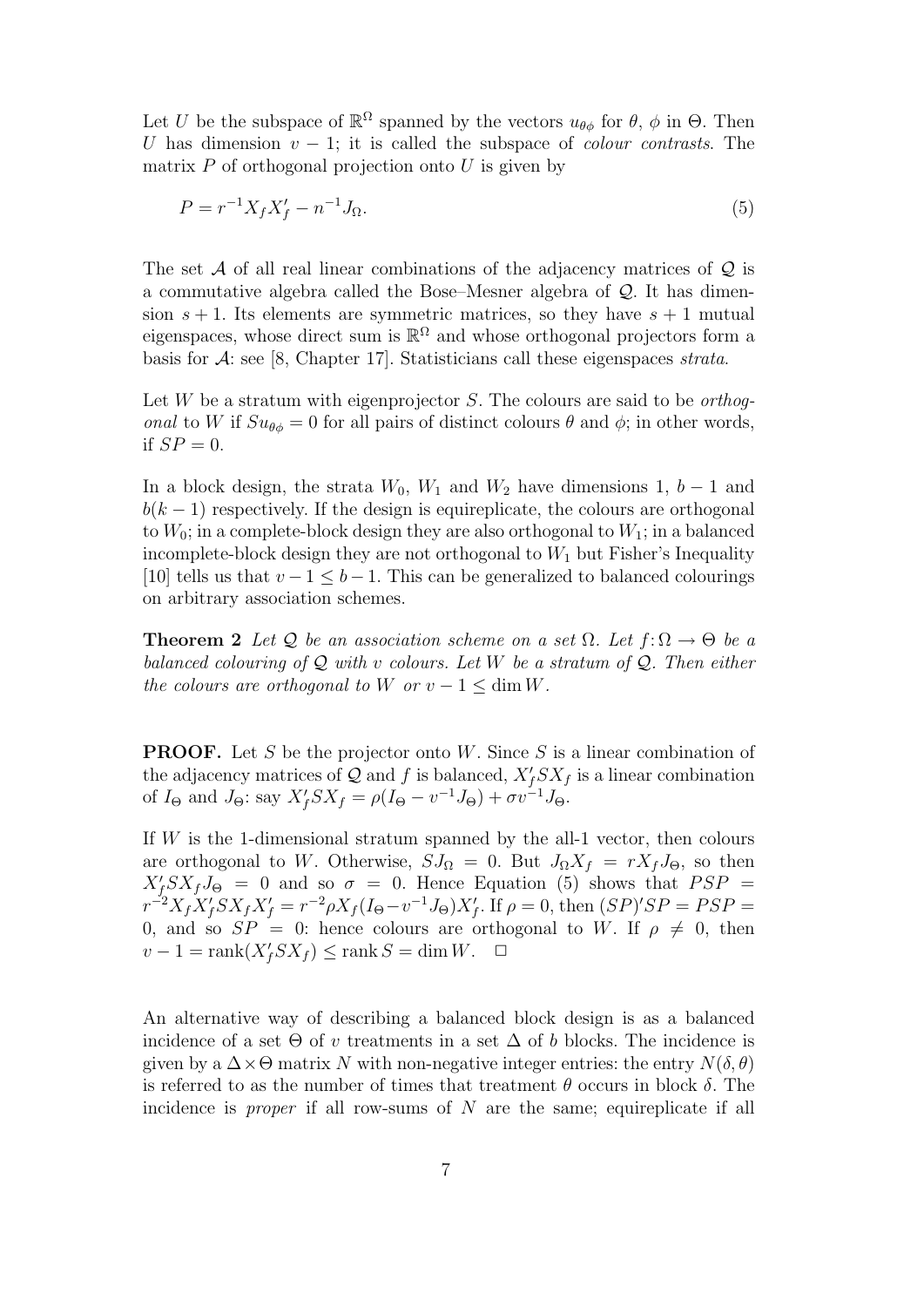Let $U$ be the subspace of $\mathbb{R}^\Omega$ spanned by the vectors $u_{\theta\phi}$ for $\theta$, $\phi$ in $\Theta$. Then $U$ has dimension $v-1$; it is called the subspace of *colour contrasts*. The matrix $P$ of orthogonal projection onto $U$ is given by

$$P = r^{-1}X_f X_f' - n^{-1}J_\Omega. \tag{5}$$

The set $\mathcal{A}$ of all real linear combinations of the adjacency matrices of $\mathcal{Q}$ is a commutative algebra called the Bose–Mesner algebra of $\mathcal{Q}$. It has dimension $s+1$. Its elements are symmetric matrices, so they have $s+1$ mutual eigenspaces, whose direct sum is $\mathbb{R}^\Omega$ and whose orthogonal projectors form a basis for $\mathcal{A}$: see [8, Chapter 17]. Statisticians call these eigenspaces *strata*.

Let $W$ be a stratum with eigenprojector $S$. The colours are said to be *orthogonal* to $W$ if $Su_{\theta\phi} = 0$ for all pairs of distinct colours $\theta$ and $\phi$; in other words, if $SP = 0$.

In a block design, the strata $W_0$, $W_1$ and $W_2$ have dimensions 1, $b-1$ and $b(k-1)$ respectively. If the design is equireplicate, the colours are orthogonal to $W_0$; in a complete-block design they are also orthogonal to $W_1$; in a balanced incomplete-block design they are not orthogonal to $W_1$ but Fisher's Inequality [10] tells us that $v-1 \leq b-1$. This can be generalized to balanced colourings on arbitrary association schemes.

**Theorem 2** *Let $\mathcal{Q}$ be an association scheme on a set $\Omega$. Let $f\colon \Omega \to \Theta$ be a balanced colouring of $\mathcal{Q}$ with $v$ colours. Let $W$ be a stratum of $\mathcal{Q}$. Then either the colours are orthogonal to $W$ or $v-1 \leq \dim W$.*

**PROOF.** Let $S$ be the projector onto $W$. Since $S$ is a linear combination of the adjacency matrices of $\mathcal{Q}$ and $f$ is balanced, $X_f'SX_f$ is a linear combination of $I_\Theta$ and $J_\Theta$: say $X_f'SX_f = \rho(I_\Theta - v^{-1}J_\Theta) + \sigma v^{-1}J_\Theta$.

If $W$ is the 1-dimensional stratum spanned by the all-1 vector, then colours are orthogonal to $W$. Otherwise, $SJ_\Omega = 0$. But $J_\Omega X_f = rX_f J_\Theta$, so then $X_f'SX_fJ_\Theta = 0$ and so $\sigma = 0$. Hence Equation (5) shows that $PSP = r^{-2}X_fX_f'SX_fX_f' = r^{-2}\rho X_f(I_\Theta - v^{-1}J_\Theta)X_f'$. If $\rho = 0$, then $(SP)'SP = PSP = 0$, and so $SP = 0$: hence colours are orthogonal to $W$. If $\rho \neq 0$, then $v-1 = \operatorname{rank}(X_f'SX_f) \leq \operatorname{rank} S = \dim W$. $\square$

An alternative way of describing a balanced block design is as a balanced incidence of a set $\Theta$ of $v$ treatments in a set $\Delta$ of $b$ blocks. The incidence is given by a $\Delta \times \Theta$ matrix $N$ with non-negative integer entries: the entry $N(\delta, \theta)$ is referred to as the number of times that treatment $\theta$ occurs in block $\delta$. The incidence is *proper* if all row-sums of $N$ are the same; equireplicate if all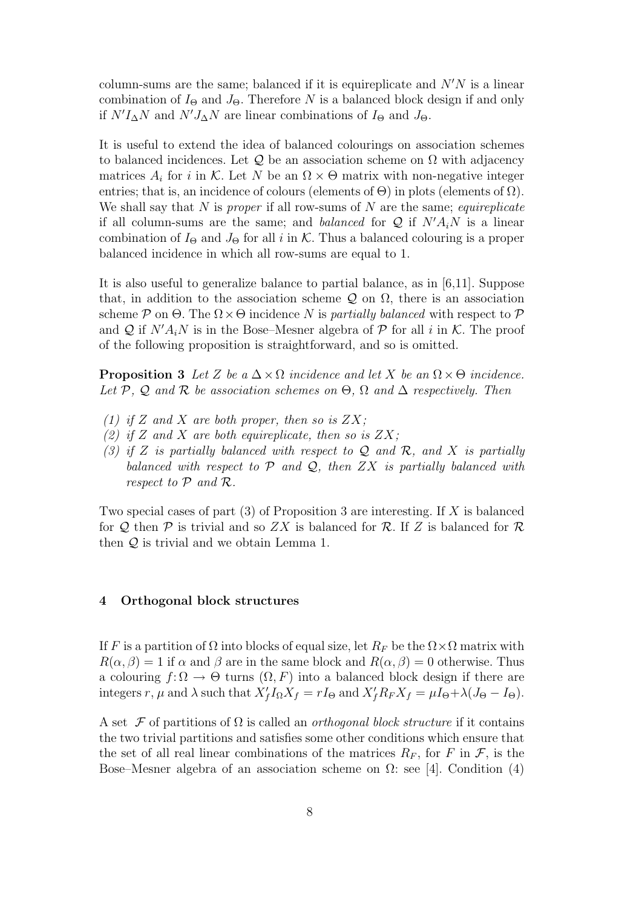column-sums are the same; balanced if it is equireplicate and $N'N$ is a linear combination of $I_\Theta$ and $J_\Theta$. Therefore $N$ is a balanced block design if and only if $N'I_\Delta N$ and $N'J_\Delta N$ are linear combinations of $I_\Theta$ and $J_\Theta$.

It is useful to extend the idea of balanced colourings on association schemes to balanced incidences. Let $\mathcal{Q}$ be an association scheme on $\Omega$ with adjacency matrices $A_i$ for $i$ in $\mathcal{K}$. Let $N$ be an $\Omega \times \Theta$ matrix with non-negative integer entries; that is, an incidence of colours (elements of $\Theta$) in plots (elements of $\Omega$). We shall say that $N$ is *proper* if all row-sums of $N$ are the same; *equireplicate* if all column-sums are the same; and *balanced* for $\mathcal{Q}$ if $N'A_iN$ is a linear combination of $I_\Theta$ and $J_\Theta$ for all $i$ in $\mathcal{K}$. Thus a balanced colouring is a proper balanced incidence in which all row-sums are equal to 1.

It is also useful to generalize balance to partial balance, as in [6,11]. Suppose that, in addition to the association scheme $\mathcal{Q}$ on $\Omega$, there is an association scheme $\mathcal{P}$ on $\Theta$. The $\Omega \times \Theta$ incidence $N$ is *partially balanced* with respect to $\mathcal{P}$ and $\mathcal{Q}$ if $N'A_iN$ is in the Bose–Mesner algebra of $\mathcal{P}$ for all $i$ in $\mathcal{K}$. The proof of the following proposition is straightforward, and so is omitted.

**Proposition 3** *Let $Z$ be a $\Delta \times \Omega$ incidence and let $X$ be an $\Omega \times \Theta$ incidence. Let $\mathcal{P}$, $\mathcal{Q}$ and $\mathcal{R}$ be association schemes on $\Theta$, $\Omega$ and $\Delta$ respectively. Then*

*(1) if $Z$ and $X$ are both proper, then so is $ZX$;*
*(2) if $Z$ and $X$ are both equireplicate, then so is $ZX$;*
*(3) if $Z$ is partially balanced with respect to $\mathcal{Q}$ and $\mathcal{R}$, and $X$ is partially balanced with respect to $\mathcal{P}$ and $\mathcal{Q}$, then $ZX$ is partially balanced with respect to $\mathcal{P}$ and $\mathcal{R}$.*

Two special cases of part (3) of Proposition 3 are interesting. If $X$ is balanced for $\mathcal{Q}$ then $\mathcal{P}$ is trivial and so $ZX$ is balanced for $\mathcal{R}$. If $Z$ is balanced for $\mathcal{R}$ then $\mathcal{Q}$ is trivial and we obtain Lemma 1.

## 4 Orthogonal block structures

If $F$ is a partition of $\Omega$ into blocks of equal size, let $R_F$ be the $\Omega \times \Omega$ matrix with $R(\alpha, \beta) = 1$ if $\alpha$ and $\beta$ are in the same block and $R(\alpha, \beta) = 0$ otherwise. Thus a colouring $f\colon \Omega \to \Theta$ turns $(\Omega, F)$ into a balanced block design if there are integers $r$, $\mu$ and $\lambda$ such that $X_f'I_\Omega X_f = rI_\Theta$ and $X_f'R_FX_f = \mu I_\Theta + \lambda(J_\Theta - I_\Theta)$.

A set $\mathcal{F}$ of partitions of $\Omega$ is called an *orthogonal block structure* if it contains the two trivial partitions and satisfies some other conditions which ensure that the set of all real linear combinations of the matrices $R_F$, for $F$ in $\mathcal{F}$, is the Bose–Mesner algebra of an association scheme on $\Omega$: see [4]. Condition (4)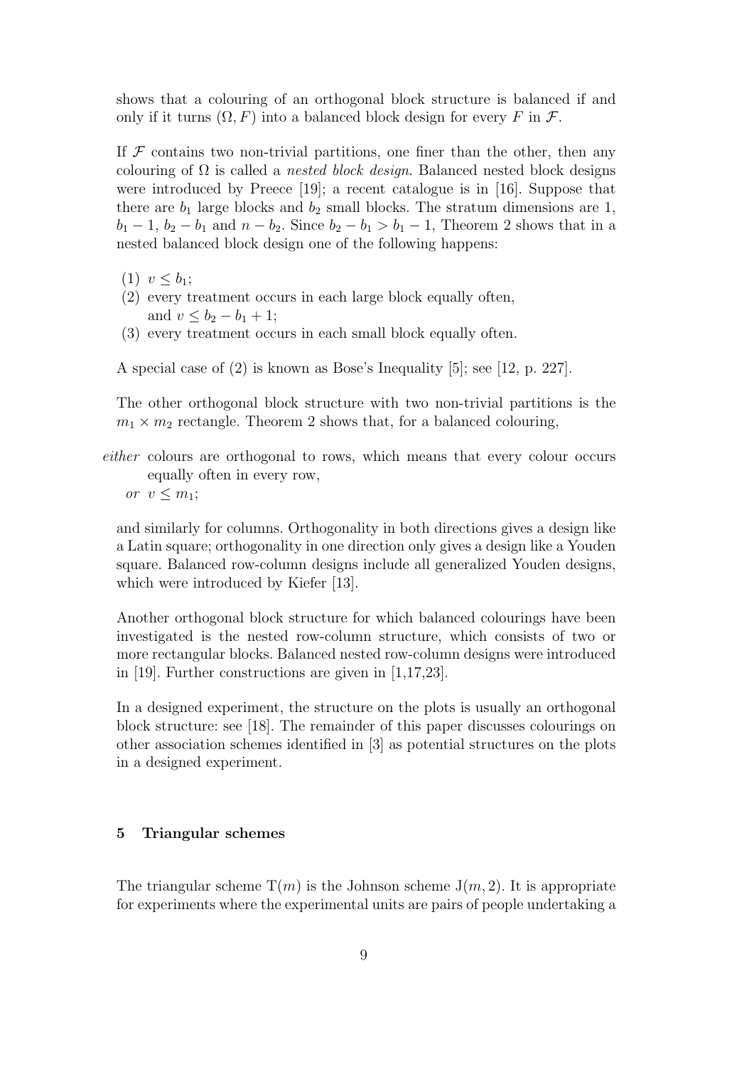shows that a colouring of an orthogonal block structure is balanced if and only if it turns $(\Omega, F)$ into a balanced block design for every $F$ in $\mathcal{F}$.

If $\mathcal{F}$ contains two non-trivial partitions, one finer than the other, then any colouring of $\Omega$ is called a *nested block design*. Balanced nested block designs were introduced by Preece [19]; a recent catalogue is in [16]. Suppose that there are $b_1$ large blocks and $b_2$ small blocks. The stratum dimensions are 1, $b_1 - 1$, $b_2 - b_1$ and $n - b_2$. Since $b_2 - b_1 > b_1 - 1$, Theorem 2 shows that in a nested balanced block design one of the following happens:

(1) $v \leq b_1$;
(2) every treatment occurs in each large block equally often, and $v \leq b_2 - b_1 + 1$;
(3) every treatment occurs in each small block equally often.

A special case of (2) is known as Bose's Inequality [5]; see [12, p. 227].

The other orthogonal block structure with two non-trivial partitions is the $m_1 \times m_2$ rectangle. Theorem 2 shows that, for a balanced colouring,

*either* colours are orthogonal to rows, which means that every colour occurs equally often in every row,
*or* $v \leq m_1$;

and similarly for columns. Orthogonality in both directions gives a design like a Latin square; orthogonality in one direction only gives a design like a Youden square. Balanced row-column designs include all generalized Youden designs, which were introduced by Kiefer [13].

Another orthogonal block structure for which balanced colourings have been investigated is the nested row-column structure, which consists of two or more rectangular blocks. Balanced nested row-column designs were introduced in [19]. Further constructions are given in [1,17,23].

In a designed experiment, the structure on the plots is usually an orthogonal block structure: see [18]. The remainder of this paper discusses colourings on other association schemes identified in [3] as potential structures on the plots in a designed experiment.

## 5 Triangular schemes

The triangular scheme $\mathrm{T}(m)$ is the Johnson scheme $\mathrm{J}(m, 2)$. It is appropriate for experiments where the experimental units are pairs of people undertaking a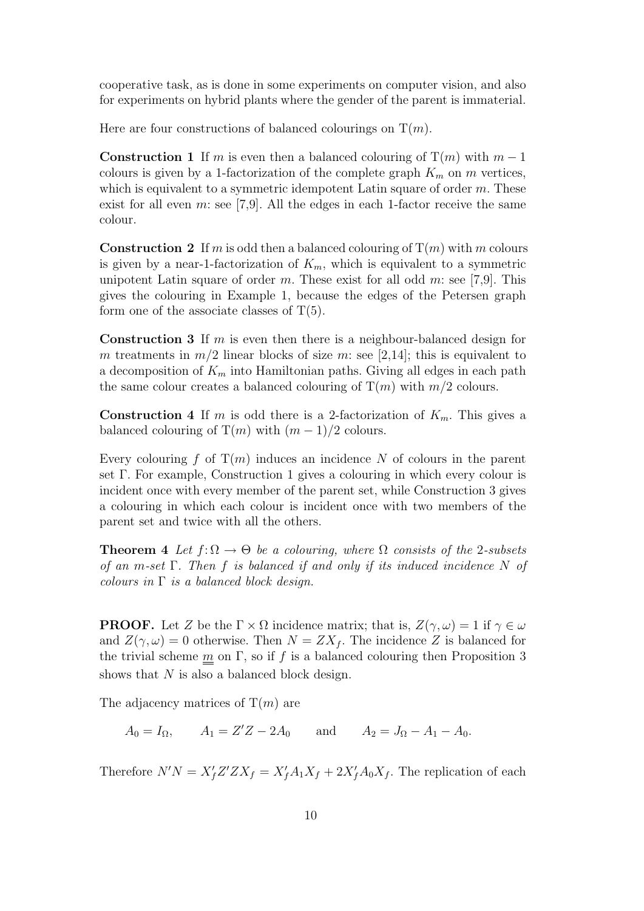cooperative task, as is done in some experiments on computer vision, and also for experiments on hybrid plants where the gender of the parent is immaterial.

Here are four constructions of balanced colourings on $\mathrm{T}(m)$.

**Construction 1** If $m$ is even then a balanced colouring of $\mathrm{T}(m)$ with $m-1$ colours is given by a 1-factorization of the complete graph $K_m$ on $m$ vertices, which is equivalent to a symmetric idempotent Latin square of order $m$. These exist for all even $m$: see [7,9]. All the edges in each 1-factor receive the same colour.

**Construction 2** If $m$ is odd then a balanced colouring of $\mathrm{T}(m)$ with $m$ colours is given by a near-1-factorization of $K_m$, which is equivalent to a symmetric unipotent Latin square of order $m$. These exist for all odd $m$: see [7,9]. This gives the colouring in Example 1, because the edges of the Petersen graph form one of the associate classes of $\mathrm{T}(5)$.

**Construction 3** If $m$ is even then there is a neighbour-balanced design for $m$ treatments in $m/2$ linear blocks of size $m$: see [2,14]; this is equivalent to a decomposition of $K_m$ into Hamiltonian paths. Giving all edges in each path the same colour creates a balanced colouring of $\mathrm{T}(m)$ with $m/2$ colours.

**Construction 4** If $m$ is odd there is a 2-factorization of $K_m$. This gives a balanced colouring of $\mathrm{T}(m)$ with $(m-1)/2$ colours.

Every colouring $f$ of $\mathrm{T}(m)$ induces an incidence $N$ of colours in the parent set $\Gamma$. For example, Construction 1 gives a colouring in which every colour is incident once with every member of the parent set, while Construction 3 gives a colouring in which each colour is incident once with two members of the parent set and twice with all the others.

**Theorem 4** *Let $f\colon \Omega \to \Theta$ be a colouring, where $\Omega$ consists of the 2-subsets of an $m$-set $\Gamma$. Then $f$ is balanced if and only if its induced incidence $N$ of colours in $\Gamma$ is a balanced block design.*

**PROOF.** Let $Z$ be the $\Gamma \times \Omega$ incidence matrix; that is, $Z(\gamma,\omega) = 1$ if $\gamma \in \omega$ and $Z(\gamma,\omega) = 0$ otherwise. Then $N = ZX_f$. The incidence $Z$ is balanced for the trivial scheme $\underline{\underline{m}}$ on $\Gamma$, so if $f$ is a balanced colouring then Proposition 3 shows that $N$ is also a balanced block design.

The adjacency matrices of $\mathrm{T}(m)$ are

$$A_0 = I_\Omega, \qquad A_1 = Z'Z - 2A_0 \qquad \text{and} \qquad A_2 = J_\Omega - A_1 - A_0.$$

Therefore $N'N = X_f'Z'ZX_f = X_f'A_1X_f + 2X_f'A_0X_f$. The replication of each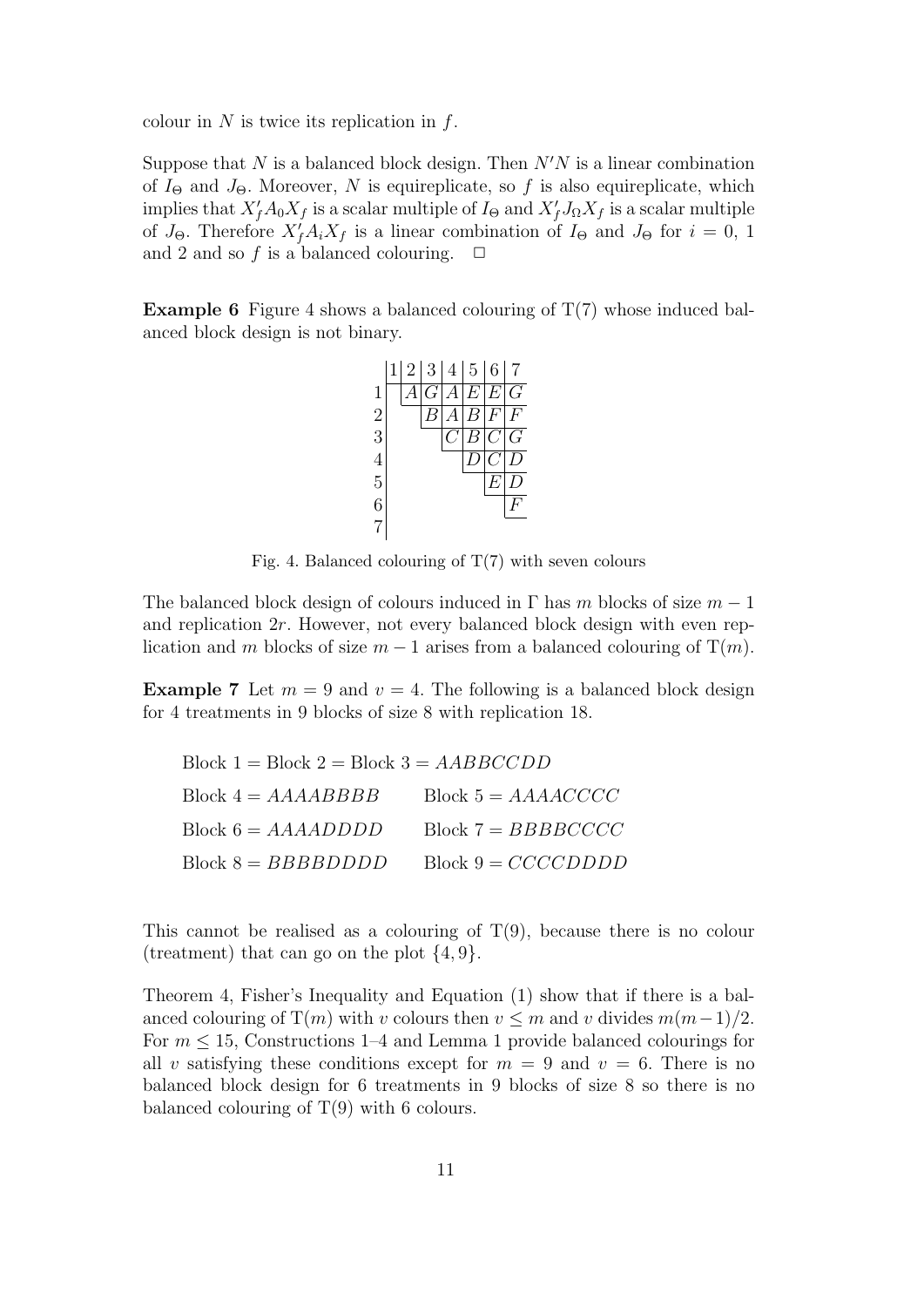colour in $N$ is twice its replication in $f$.

Suppose that $N$ is a balanced block design. Then $N'N$ is a linear combination of $I_\Theta$ and $J_\Theta$. Moreover, $N$ is equireplicate, so $f$ is also equireplicate, which implies that $X_f' A_0 X_f$ is a scalar multiple of $I_\Theta$ and $X_f' J_\Omega X_f$ is a scalar multiple of $J_\Theta$. Therefore $X_f' A_i X_f$ is a linear combination of $I_\Theta$ and $J_\Theta$ for $i = 0$, 1 and 2 and so $f$ is a balanced colouring. $\Box$

**Example 6** Figure 4 shows a balanced colouring of T(7) whose induced balanced block design is not binary.

| | 1 | 2 | 3 | 4 | 5 | 6 | 7 |
|---|---|---|---|---|---|---|---|
| 1 | | $A$ | $G$ | $A$ | $E$ | $E$ | $G$ |
| 2 | | | $B$ | $A$ | $B$ | $F$ | $F$ |
| 3 | | | | $C$ | $B$ | $C$ | $G$ |
| 4 | | | | | $D$ | $C$ | $D$ |
| 5 | | | | | | $E$ | $D$ |
| 6 | | | | | | | $F$ |
| 7 | | | | | | | |

Fig. 4. Balanced colouring of T(7) with seven colours

The balanced block design of colours induced in $\Gamma$ has $m$ blocks of size $m-1$ and replication $2r$. However, not every balanced block design with even replication and $m$ blocks of size $m-1$ arises from a balanced colouring of T($m$).

**Example 7** Let $m = 9$ and $v = 4$. The following is a balanced block design for 4 treatments in 9 blocks of size 8 with replication 18.

Block 1 = Block 2 = Block 3 = $AABBCCDD$

Block 4 = $AAAABBBB$ &emsp; Block 5 = $AAAACCCC$

Block 6 = $AAAADDDD$ &emsp; Block 7 = $BBBBCCCC$

Block 8 = $BBBBDDDD$ &emsp; Block 9 = $CCCCDDDD$

This cannot be realised as a colouring of T(9), because there is no colour (treatment) that can go on the plot $\{4, 9\}$.

Theorem 4, Fisher's Inequality and Equation (1) show that if there is a balanced colouring of T($m$) with $v$ colours then $v \leq m$ and $v$ divides $m(m-1)/2$. For $m \leq 15$, Constructions 1–4 and Lemma 1 provide balanced colourings for all $v$ satisfying these conditions except for $m = 9$ and $v = 6$. There is no balanced block design for 6 treatments in 9 blocks of size 8 so there is no balanced colouring of T(9) with 6 colours.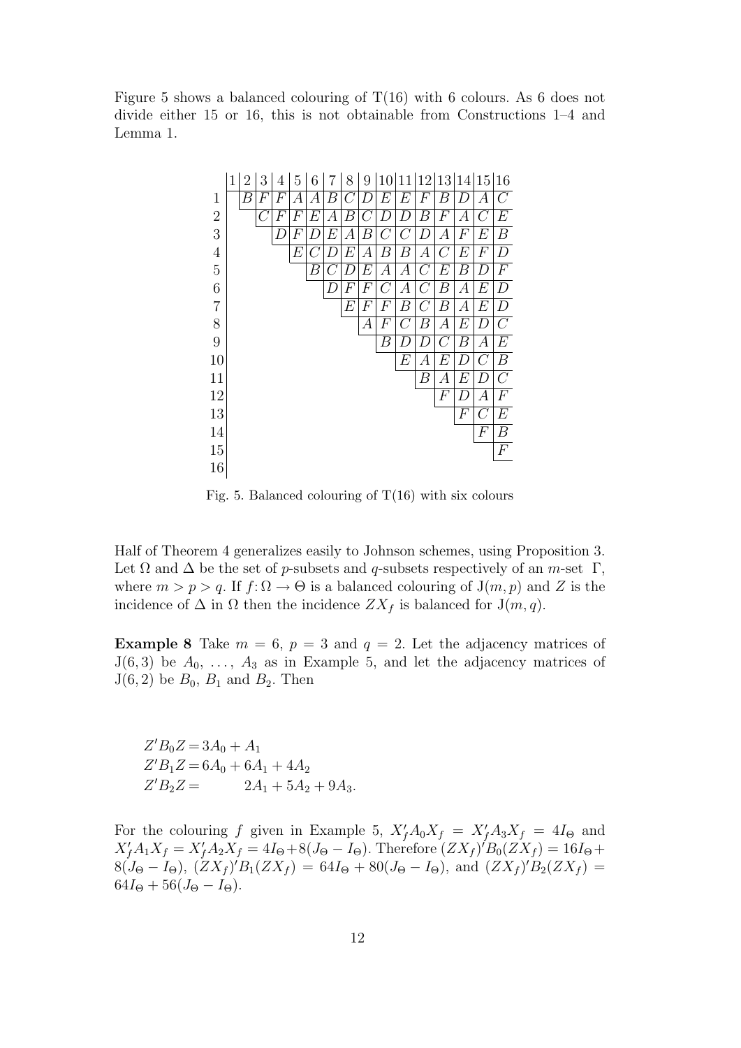Figure 5 shows a balanced colouring of T(16) with 6 colours. As 6 does not divide either 15 or 16, this is not obtainable from Constructions 1–4 and Lemma 1.

| | 1 | 2 | 3 | 4 | 5 | 6 | 7 | 8 | 9 | 10 | 11 | 12 | 13 | 14 | 15 | 16 |
|---|---|---|---|---|---|---|---|---|---|---|---|---|---|---|---|---|
| 1 | | $B$ | $F$ | $F$ | $A$ | $A$ | $B$ | $C$ | $D$ | $E$ | $E$ | $F$ | $B$ | $D$ | $A$ | $C$ |
| 2 | | | $C$ | $F$ | $F$ | $E$ | $A$ | $B$ | $C$ | $D$ | $D$ | $B$ | $F$ | $A$ | $C$ | $E$ |
| 3 | | | | $D$ | $F$ | $D$ | $E$ | $A$ | $B$ | $C$ | $C$ | $D$ | $A$ | $F$ | $E$ | $B$ |
| 4 | | | | | $E$ | $C$ | $D$ | $E$ | $A$ | $B$ | $B$ | $A$ | $C$ | $E$ | $F$ | $D$ |
| 5 | | | | | | $B$ | $C$ | $D$ | $E$ | $A$ | $A$ | $C$ | $E$ | $B$ | $D$ | $F$ |
| 6 | | | | | | | $D$ | $F$ | $F$ | $C$ | $A$ | $C$ | $B$ | $A$ | $E$ | $D$ |
| 7 | | | | | | | | $E$ | $F$ | $F$ | $B$ | $C$ | $B$ | $A$ | $E$ | $D$ |
| 8 | | | | | | | | | $A$ | $F$ | $C$ | $B$ | $A$ | $E$ | $D$ | $C$ |
| 9 | | | | | | | | | | $B$ | $D$ | $D$ | $C$ | $B$ | $A$ | $E$ |
| 10 | | | | | | | | | | | $E$ | $A$ | $E$ | $D$ | $C$ | $B$ |
| 11 | | | | | | | | | | | | $B$ | $A$ | $E$ | $D$ | $C$ |
| 12 | | | | | | | | | | | | | $F$ | $D$ | $A$ | $F$ |
| 13 | | | | | | | | | | | | | | $F$ | $C$ | $E$ |
| 14 | | | | | | | | | | | | | | | $F$ | $B$ |
| 15 | | | | | | | | | | | | | | | | $F$ |
| 16 | | | | | | | | | | | | | | | | |

Fig. 5. Balanced colouring of T(16) with six colours

Half of Theorem 4 generalizes easily to Johnson schemes, using Proposition 3. Let $\Omega$ and $\Delta$ be the set of $p$-subsets and $q$-subsets respectively of an $m$-set $\Gamma$, where $m > p > q$. If $f\colon \Omega \to \Theta$ is a balanced colouring of $\mathrm{J}(m,p)$ and $Z$ is the incidence of $\Delta$ in $\Omega$ then the incidence $ZX_f$ is balanced for $\mathrm{J}(m,q)$.

**Example 8** Take $m = 6$, $p = 3$ and $q = 2$. Let the adjacency matrices of $\mathrm{J}(6,3)$ be $A_0, \ldots, A_3$ as in Example 5, and let the adjacency matrices of $\mathrm{J}(6,2)$ be $B_0$, $B_1$ and $B_2$. Then

$$
\begin{aligned}
Z'B_0Z &= 3A_0 + A_1\\
Z'B_1Z &= 6A_0 + 6A_1 + 4A_2\\
Z'B_2Z &= \phantom{6A_0 + {}} 2A_1 + 5A_2 + 9A_3.
\end{aligned}
$$

For the colouring $f$ given in Example 5, $X_f'A_0X_f = X_f'A_3X_f = 4I_\Theta$ and $X_f'A_1X_f = X_f'A_2X_f = 4I_\Theta + 8(J_\Theta - I_\Theta)$. Therefore $(ZX_f)'B_0(ZX_f) = 16I_\Theta + 8(J_\Theta - I_\Theta)$, $(ZX_f)'B_1(ZX_f) = 64I_\Theta + 80(J_\Theta - I_\Theta)$, and $(ZX_f)'B_2(ZX_f) = 64I_\Theta + 56(J_\Theta - I_\Theta)$.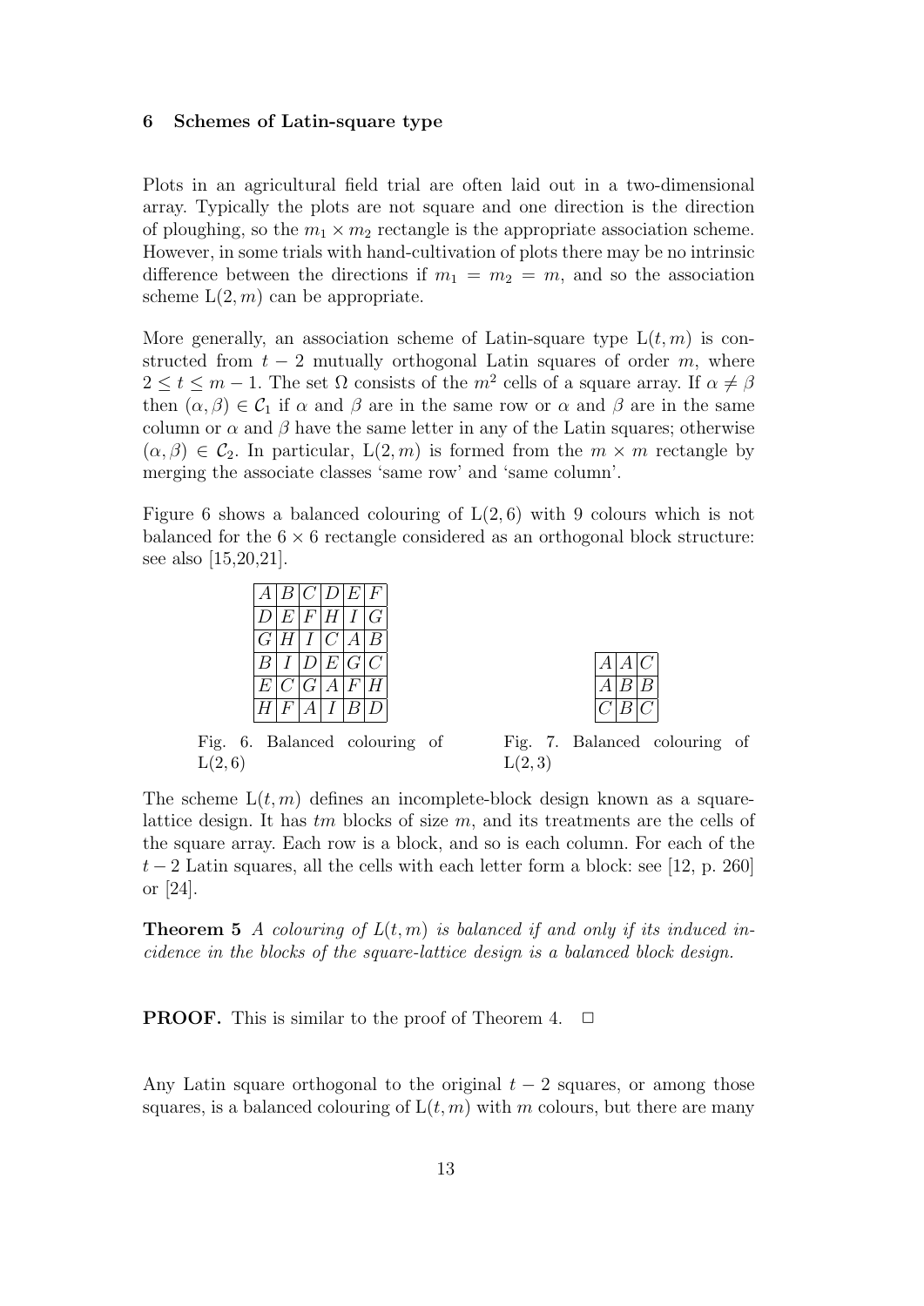## 6 Schemes of Latin-square type

Plots in an agricultural field trial are often laid out in a two-dimensional array. Typically the plots are not square and one direction is the direction of ploughing, so the $m_1 \times m_2$ rectangle is the appropriate association scheme. However, in some trials with hand-cultivation of plots there may be no intrinsic difference between the directions if $m_1 = m_2 = m$, and so the association scheme $\mathrm{L}(2, m)$ can be appropriate.

More generally, an association scheme of Latin-square type $\mathrm{L}(t, m)$ is constructed from $t - 2$ mutually orthogonal Latin squares of order $m$, where $2 \leq t \leq m - 1$. The set $\Omega$ consists of the $m^2$ cells of a square array. If $\alpha \neq \beta$ then $(\alpha, \beta) \in \mathcal{C}_1$ if $\alpha$ and $\beta$ are in the same row or $\alpha$ and $\beta$ are in the same column or $\alpha$ and $\beta$ have the same letter in any of the Latin squares; otherwise $(\alpha, \beta) \in \mathcal{C}_2$. In particular, $\mathrm{L}(2, m)$ is formed from the $m \times m$ rectangle by merging the associate classes 'same row' and 'same column'.

Figure 6 shows a balanced colouring of $\mathrm{L}(2, 6)$ with 9 colours which is not balanced for the $6 \times 6$ rectangle considered as an orthogonal block structure: see also [15,20,21].

| | | | | | |
|---|---|---|---|---|---|
| A | B | C | D | E | F |
| D | E | F | H | I | G |
| G | H | I | C | A | B |
| B | I | D | E | G | C |
| E | C | G | A | F | H |
| H | F | A | I | B | D |

Fig. 6. Balanced colouring of $\mathrm{L}(2, 6)$

| | | |
|---|---|---|
| A | A | C |
| A | B | B |
| C | B | C |

Fig. 7. Balanced colouring of $\mathrm{L}(2, 3)$

The scheme $\mathrm{L}(t, m)$ defines an incomplete-block design known as a square-lattice design. It has $tm$ blocks of size $m$, and its treatments are the cells of the square array. Each row is a block, and so is each column. For each of the $t - 2$ Latin squares, all the cells with each letter form a block: see [12, p. 260] or [24].

**Theorem 5** *A colouring of $L(t, m)$ is balanced if and only if its induced incidence in the blocks of the square-lattice design is a balanced block design.*

**PROOF.** This is similar to the proof of Theorem 4. □

Any Latin square orthogonal to the original $t - 2$ squares, or among those squares, is a balanced colouring of $\mathrm{L}(t, m)$ with $m$ colours, but there are many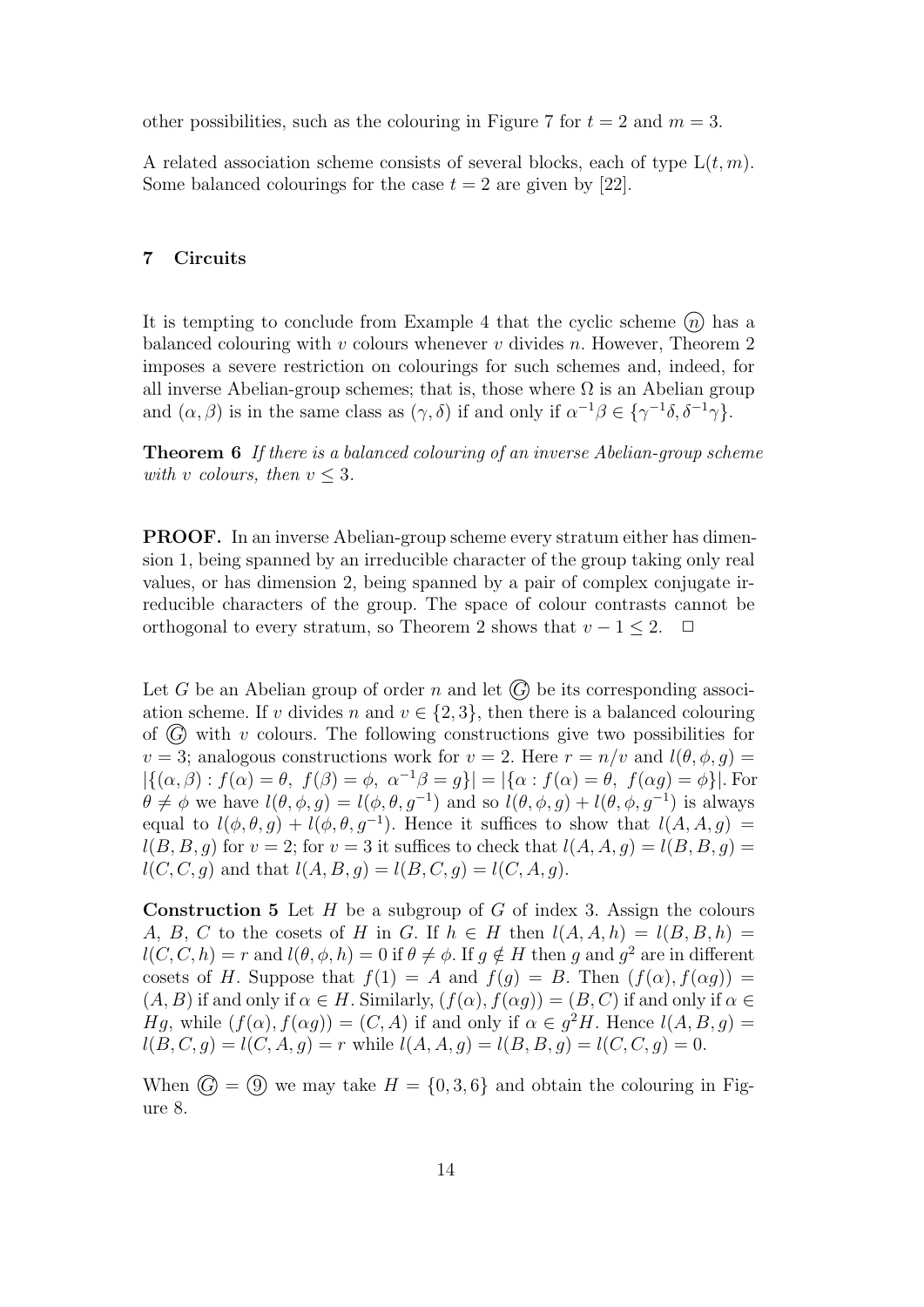other possibilities, such as the colouring in Figure 7 for $t = 2$ and $m = 3$.

A related association scheme consists of several blocks, each of type $\mathrm{L}(t, m)$. Some balanced colourings for the case $t = 2$ are given by [22].

## 7 Circuits

It is tempting to conclude from Example 4 that the cyclic scheme $\textcircled{n}$ has a balanced colouring with $v$ colours whenever $v$ divides $n$. However, Theorem 2 imposes a severe restriction on colourings for such schemes and, indeed, for all inverse Abelian-group schemes; that is, those where $\Omega$ is an Abelian group and $(\alpha, \beta)$ is in the same class as $(\gamma, \delta)$ if and only if $\alpha^{-1}\beta \in \{\gamma^{-1}\delta, \delta^{-1}\gamma\}$.

**Theorem 6** *If there is a balanced colouring of an inverse Abelian-group scheme with $v$ colours, then $v \leq 3$.*

**PROOF.** In an inverse Abelian-group scheme every stratum either has dimension 1, being spanned by an irreducible character of the group taking only real values, or has dimension 2, being spanned by a pair of complex conjugate irreducible characters of the group. The space of colour contrasts cannot be orthogonal to every stratum, so Theorem 2 shows that $v - 1 \leq 2$. $\square$

Let $G$ be an Abelian group of order $n$ and let $\textcircled{G}$ be its corresponding association scheme. If $v$ divides $n$ and $v \in \{2, 3\}$, then there is a balanced colouring of $\textcircled{G}$ with $v$ colours. The following constructions give two possibilities for $v = 3$; analogous constructions work for $v = 2$. Here $r = n/v$ and $l(\theta, \phi, g) = |\{(\alpha, \beta) : f(\alpha) = \theta,\ f(\beta) = \phi,\ \alpha^{-1}\beta = g\}| = |\{\alpha : f(\alpha) = \theta,\ f(\alpha g) = \phi\}|$. For $\theta \neq \phi$ we have $l(\theta, \phi, g) = l(\phi, \theta, g^{-1})$ and so $l(\theta, \phi, g) + l(\theta, \phi, g^{-1})$ is always equal to $l(\phi, \theta, g) + l(\phi, \theta, g^{-1})$. Hence it suffices to show that $l(A, A, g) = l(B, B, g)$ for $v = 2$; for $v = 3$ it suffices to check that $l(A, A, g) = l(B, B, g) = l(C, C, g)$ and that $l(A, B, g) = l(B, C, g) = l(C, A, g)$.

**Construction 5** Let $H$ be a subgroup of $G$ of index 3. Assign the colours $A$, $B$, $C$ to the cosets of $H$ in $G$. If $h \in H$ then $l(A, A, h) = l(B, B, h) = l(C, C, h) = r$ and $l(\theta, \phi, h) = 0$ if $\theta \neq \phi$. If $g \notin H$ then $g$ and $g^2$ are in different cosets of $H$. Suppose that $f(1) = A$ and $f(g) = B$. Then $(f(\alpha), f(\alpha g)) = (A, B)$ if and only if $\alpha \in H$. Similarly, $(f(\alpha), f(\alpha g)) = (B, C)$ if and only if $\alpha \in Hg$, while $(f(\alpha), f(\alpha g)) = (C, A)$ if and only if $\alpha \in g^2 H$. Hence $l(A, B, g) = l(B, C, g) = l(C, A, g) = r$ while $l(A, A, g) = l(B, B, g) = l(C, C, g) = 0$.

When $\textcircled{G} = \textcircled{9}$ we may take $H = \{0, 3, 6\}$ and obtain the colouring in Figure 8.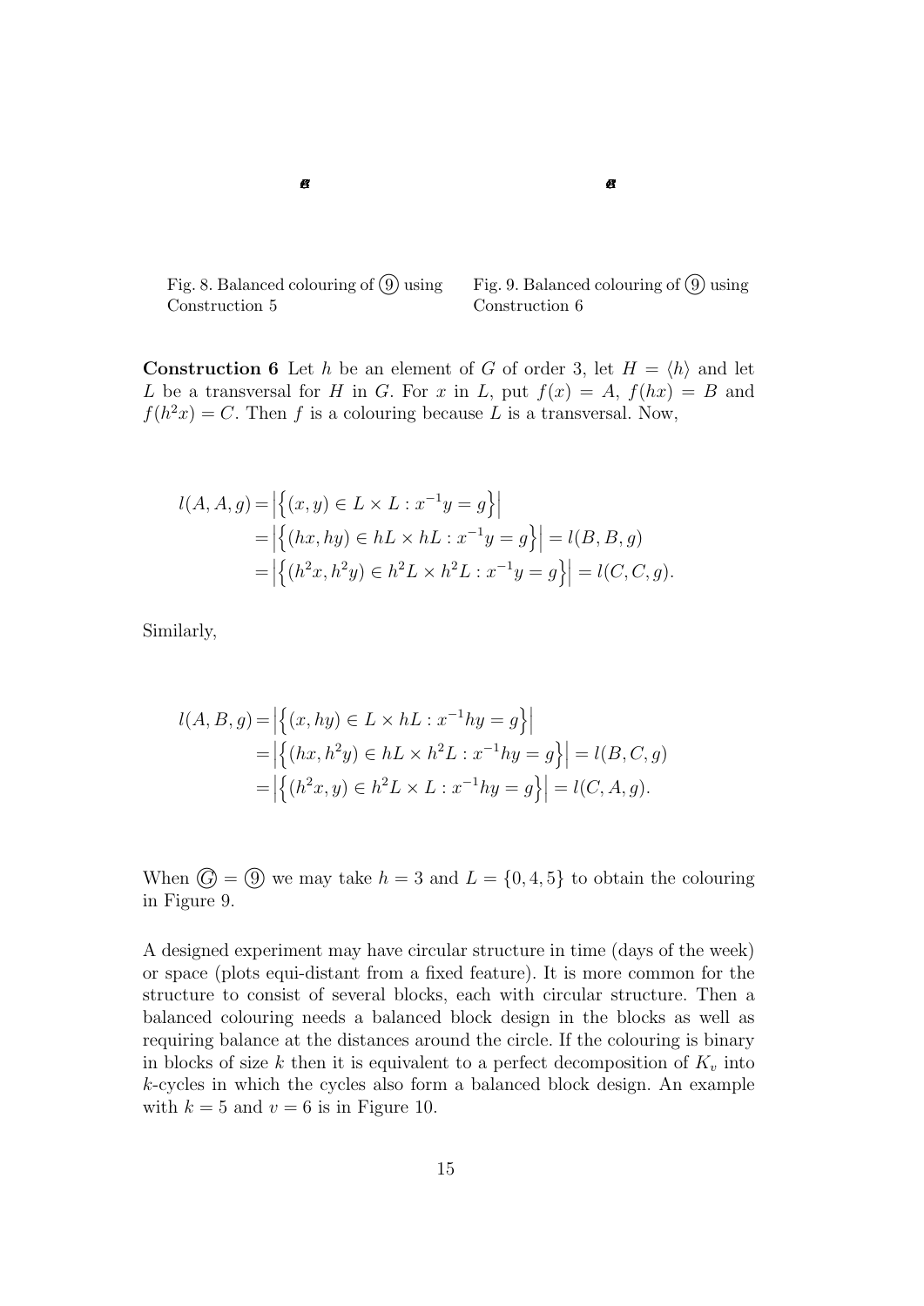Fig. 8. Balanced colouring of ⑨ using Construction 5

Fig. 9. Balanced colouring of ⑨ using Construction 6

**Construction 6** Let $h$ be an element of $G$ of order 3, let $H = \langle h \rangle$ and let $L$ be a transversal for $H$ in $G$. For $x$ in $L$, put $f(x) = A$, $f(hx) = B$ and $f(h^2x) = C$. Then $f$ is a colouring because $L$ is a transversal. Now,

$$
\begin{aligned}
l(A, A, g) &= \left|\left\{(x, y) \in L \times L : x^{-1}y = g\right\}\right| \\
&= \left|\left\{(hx, hy) \in hL \times hL : x^{-1}y = g\right\}\right| = l(B, B, g) \\
&= \left|\left\{(h^2x, h^2y) \in h^2L \times h^2L : x^{-1}y = g\right\}\right| = l(C, C, g).
\end{aligned}
$$

Similarly,

$$
\begin{aligned}
l(A, B, g) &= \left|\left\{(x, hy) \in L \times hL : x^{-1}hy = g\right\}\right| \\
&= \left|\left\{(hx, h^2y) \in hL \times h^2L : x^{-1}hy = g\right\}\right| = l(B, C, g) \\
&= \left|\left\{(h^2x, y) \in h^2L \times L : x^{-1}hy = g\right\}\right| = l(C, A, g).
\end{aligned}
$$

When Ⓖ = ⑨ we may take $h = 3$ and $L = \{0, 4, 5\}$ to obtain the colouring in Figure 9.

A designed experiment may have circular structure in time (days of the week) or space (plots equi-distant from a fixed feature). It is more common for the structure to consist of several blocks, each with circular structure. Then a balanced colouring needs a balanced block design in the blocks as well as requiring balance at the distances around the circle. If the colouring is binary in blocks of size $k$ then it is equivalent to a perfect decomposition of $K_v$ into $k$-cycles in which the cycles also form a balanced block design. An example with $k = 5$ and $v = 6$ is in Figure 10.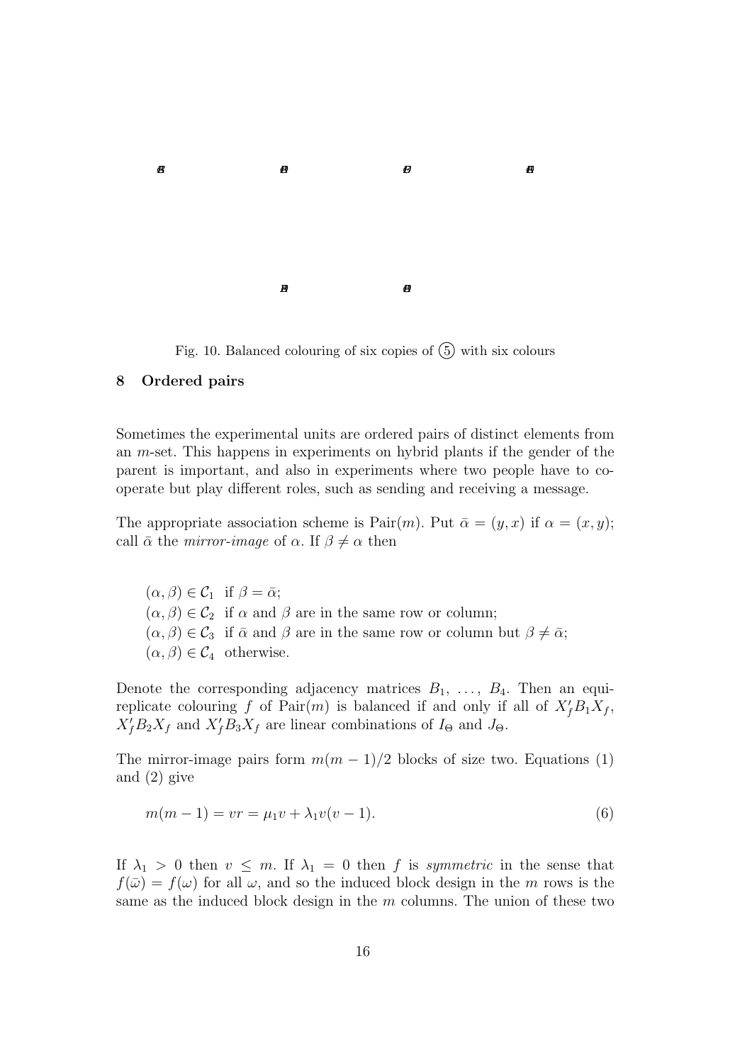Fig. 10. Balanced colouring of six copies of ⑤ with six colours

## 8 Ordered pairs

Sometimes the experimental units are ordered pairs of distinct elements from an $m$-set. This happens in experiments on hybrid plants if the gender of the parent is important, and also in experiments where two people have to co-operate but play different roles, such as sending and receiving a message.

The appropriate association scheme is $\mathrm{Pair}(m)$. Put $\bar{\alpha} = (y, x)$ if $\alpha = (x, y)$; call $\bar{\alpha}$ the *mirror-image* of $\alpha$. If $\beta \neq \alpha$ then

$(\alpha, \beta) \in \mathcal{C}_1$ if $\beta = \bar{\alpha}$;
$(\alpha, \beta) \in \mathcal{C}_2$ if $\alpha$ and $\beta$ are in the same row or column;
$(\alpha, \beta) \in \mathcal{C}_3$ if $\bar{\alpha}$ and $\beta$ are in the same row or column but $\beta \neq \bar{\alpha}$;
$(\alpha, \beta) \in \mathcal{C}_4$ otherwise.

Denote the corresponding adjacency matrices $B_1, \ldots, B_4$. Then an equi-replicate colouring $f$ of $\mathrm{Pair}(m)$ is balanced if and only if all of $X_f' B_1 X_f$, $X_f' B_2 X_f$ and $X_f' B_3 X_f$ are linear combinations of $I_\Theta$ and $J_\Theta$.

The mirror-image pairs form $m(m-1)/2$ blocks of size two. Equations (1) and (2) give

$$m(m-1) = vr = \mu_1 v + \lambda_1 v(v-1). \tag{6}$$

If $\lambda_1 > 0$ then $v \leq m$. If $\lambda_1 = 0$ then $f$ is *symmetric* in the sense that $f(\bar{\omega}) = f(\omega)$ for all $\omega$, and so the induced block design in the $m$ rows is the same as the induced block design in the $m$ columns. The union of these two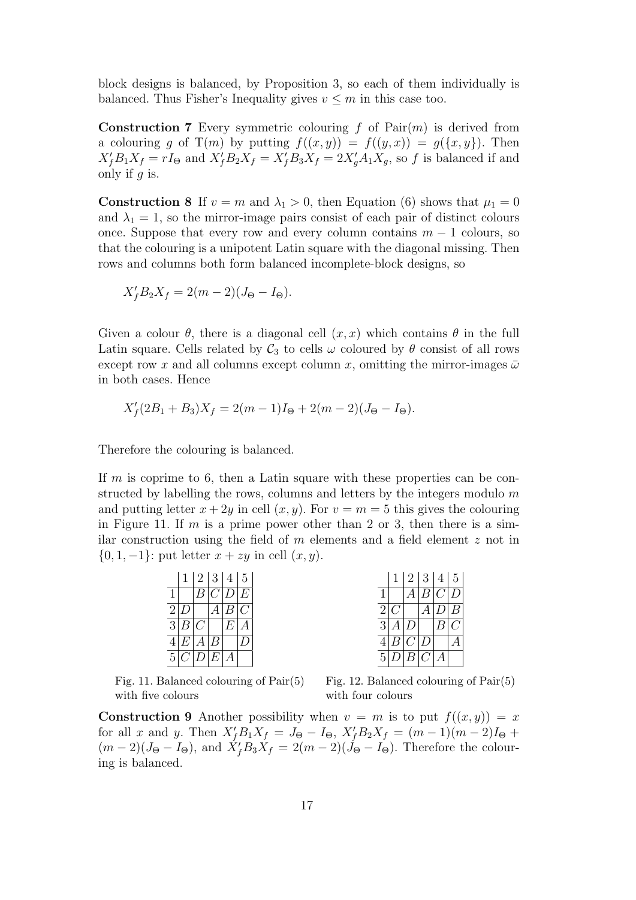block designs is balanced, by Proposition 3, so each of them individually is balanced. Thus Fisher's Inequality gives $v \leq m$ in this case too.

**Construction 7** Every symmetric colouring $f$ of $\mathrm{Pair}(m)$ is derived from a colouring $g$ of $\mathrm{T}(m)$ by putting $f((x,y)) = f((y,x)) = g(\{x,y\})$. Then $X_f' B_1 X_f = rI_\Theta$ and $X_f' B_2 X_f = X_f' B_3 X_f = 2X_g' A_1 X_g$, so $f$ is balanced if and only if $g$ is.

**Construction 8** If $v = m$ and $\lambda_1 > 0$, then Equation (6) shows that $\mu_1 = 0$ and $\lambda_1 = 1$, so the mirror-image pairs consist of each pair of distinct colours once. Suppose that every row and every column contains $m-1$ colours, so that the colouring is a unipotent Latin square with the diagonal missing. Then rows and columns both form balanced incomplete-block designs, so

$$X_f' B_2 X_f = 2(m-2)(J_\Theta - I_\Theta).$$

Given a colour $\theta$, there is a diagonal cell $(x,x)$ which contains $\theta$ in the full Latin square. Cells related by $\mathcal{C}_3$ to cells $\omega$ coloured by $\theta$ consist of all rows except row $x$ and all columns except column $x$, omitting the mirror-images $\bar{\omega}$ in both cases. Hence

$$X_f'(2B_1 + B_3)X_f = 2(m-1)I_\Theta + 2(m-2)(J_\Theta - I_\Theta).$$

Therefore the colouring is balanced.

If $m$ is coprime to 6, then a Latin square with these properties can be constructed by labelling the rows, columns and letters by the integers modulo $m$ and putting letter $x + 2y$ in cell $(x,y)$. For $v = m = 5$ this gives the colouring in Figure 11. If $m$ is a prime power other than 2 or 3, then there is a similar construction using the field of $m$ elements and a field element $z$ not in $\{0, 1, -1\}$: put letter $x + zy$ in cell $(x,y)$.

| | 1 | 2 | 3 | 4 | 5 |
|---|---|---|---|---|---|
| 1 | | $B$ | $C$ | $D$ | $E$ |
| 2 | $D$ | | $A$ | $B$ | $C$ |
| 3 | $B$ | $C$ | | $E$ | $A$ |
| 4 | $E$ | $A$ | $B$ | | $D$ |
| 5 | $C$ | $D$ | $E$ | $A$ | |

Fig. 11. Balanced colouring of Pair(5) with five colours

| | 1 | 2 | 3 | 4 | 5 |
|---|---|---|---|---|---|
| 1 | | $A$ | $B$ | $C$ | $D$ |
| 2 | $C$ | | $A$ | $D$ | $B$ |
| 3 | $A$ | $D$ | | $B$ | $C$ |
| 4 | $B$ | $C$ | $D$ | | $A$ |
| 5 | $D$ | $B$ | $C$ | $A$ | |

Fig. 12. Balanced colouring of Pair(5) with four colours

**Construction 9** Another possibility when $v = m$ is to put $f((x,y)) = x$ for all $x$ and $y$. Then $X_f' B_1 X_f = J_\Theta - I_\Theta$, $X_f' B_2 X_f = (m-1)(m-2)I_\Theta + (m-2)(J_\Theta - I_\Theta)$, and $X_f' B_3 X_f = 2(m-2)(J_\Theta - I_\Theta)$. Therefore the colouring is balanced.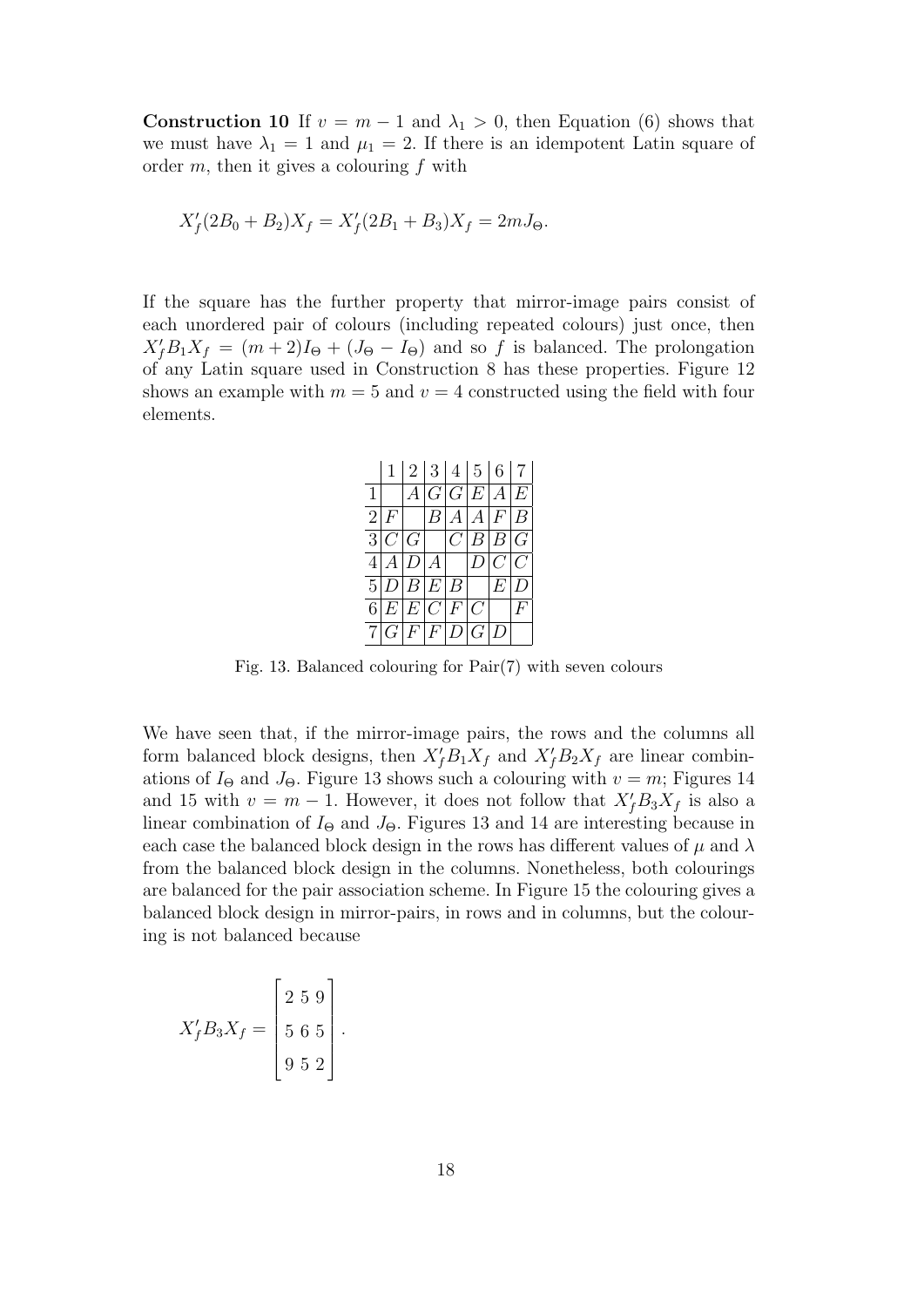**Construction 10** If $v = m - 1$ and $\lambda_1 > 0$, then Equation (6) shows that we must have $\lambda_1 = 1$ and $\mu_1 = 2$. If there is an idempotent Latin square of order $m$, then it gives a colouring $f$ with

$$X_f'(2B_0 + B_2)X_f = X_f'(2B_1 + B_3)X_f = 2mJ_\Theta.$$

If the square has the further property that mirror-image pairs consist of each unordered pair of colours (including repeated colours) just once, then $X_f'B_1X_f = (m+2)I_\Theta + (J_\Theta - I_\Theta)$ and so $f$ is balanced. The prolongation of any Latin square used in Construction 8 has these properties. Figure 12 shows an example with $m = 5$ and $v = 4$ constructed using the field with four elements.

| | 1 | 2 | 3 | 4 | 5 | 6 | 7 |
|---|---|---|---|---|---|---|---|
| 1 | | $A$ | $G$ | $G$ | $E$ | $A$ | $E$ |
| 2 | $F$ | | $B$ | $A$ | $A$ | $F$ | $B$ |
| 3 | $C$ | $G$ | | $C$ | $B$ | $B$ | $G$ |
| 4 | $A$ | $D$ | $A$ | | $D$ | $C$ | $C$ |
| 5 | $D$ | $B$ | $E$ | $B$ | | $E$ | $D$ |
| 6 | $E$ | $E$ | $C$ | $F$ | $C$ | | $F$ |
| 7 | $G$ | $F$ | $F$ | $D$ | $G$ | $D$ | |

Fig. 13. Balanced colouring for Pair(7) with seven colours

We have seen that, if the mirror-image pairs, the rows and the columns all form balanced block designs, then $X_f'B_1X_f$ and $X_f'B_2X_f$ are linear combinations of $I_\Theta$ and $J_\Theta$. Figure 13 shows such a colouring with $v = m$; Figures 14 and 15 with $v = m - 1$. However, it does not follow that $X_f'B_3X_f$ is also a linear combination of $I_\Theta$ and $J_\Theta$. Figures 13 and 14 are interesting because in each case the balanced block design in the rows has different values of $\mu$ and $\lambda$ from the balanced block design in the columns. Nonetheless, both colourings are balanced for the pair association scheme. In Figure 15 the colouring gives a balanced block design in mirror-pairs, in rows and in columns, but the colouring is not balanced because

$$X_f'B_3X_f = \begin{bmatrix} 2 & 5 & 9 \\ 5 & 6 & 5 \\ 9 & 5 & 2 \end{bmatrix}.$$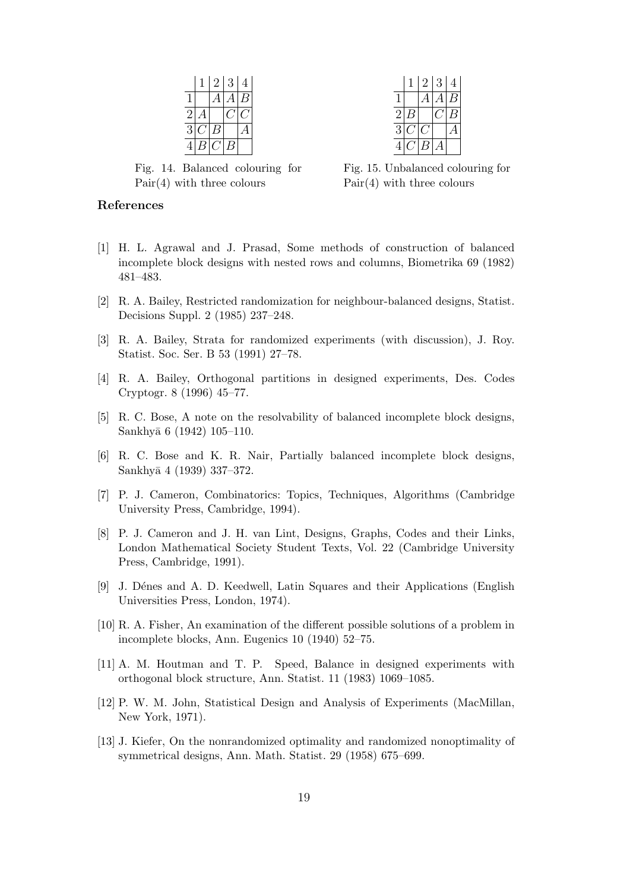| | 1 | 2 | 3 | 4 |
|---|---|---|---|---|
| 1 | | $A$ | $A$ | $B$ |
| 2 | $A$ | | $C$ | $C$ |
| 3 | $C$ | $B$ | | $A$ |
| 4 | $B$ | $C$ | $B$ | |

Fig. 14. Balanced colouring for Pair(4) with three colours

| | 1 | 2 | 3 | 4 |
|---|---|---|---|---|
| 1 | | $A$ | $A$ | $B$ |
| 2 | $B$ | | $C$ | $B$ |
| 3 | $C$ | $C$ | | $A$ |
| 4 | $C$ | $B$ | $A$ | |

Fig. 15. Unbalanced colouring for Pair(4) with three colours

## References

[1] H. L. Agrawal and J. Prasad, Some methods of construction of balanced incomplete block designs with nested rows and columns, Biometrika 69 (1982) 481–483.

[2] R. A. Bailey, Restricted randomization for neighbour-balanced designs, Statist. Decisions Suppl. 2 (1985) 237–248.

[3] R. A. Bailey, Strata for randomized experiments (with discussion), J. Roy. Statist. Soc. Ser. B 53 (1991) 27–78.

[4] R. A. Bailey, Orthogonal partitions in designed experiments, Des. Codes Cryptogr. 8 (1996) 45–77.

[5] R. C. Bose, A note on the resolvability of balanced incomplete block designs, Sankhyā 6 (1942) 105–110.

[6] R. C. Bose and K. R. Nair, Partially balanced incomplete block designs, Sankhyā 4 (1939) 337–372.

[7] P. J. Cameron, Combinatorics: Topics, Techniques, Algorithms (Cambridge University Press, Cambridge, 1994).

[8] P. J. Cameron and J. H. van Lint, Designs, Graphs, Codes and their Links, London Mathematical Society Student Texts, Vol. 22 (Cambridge University Press, Cambridge, 1991).

[9] J. Dénes and A. D. Keedwell, Latin Squares and their Applications (English Universities Press, London, 1974).

[10] R. A. Fisher, An examination of the different possible solutions of a problem in incomplete blocks, Ann. Eugenics 10 (1940) 52–75.

[11] A. M. Houtman and T. P. Speed, Balance in designed experiments with orthogonal block structure, Ann. Statist. 11 (1983) 1069–1085.

[12] P. W. M. John, Statistical Design and Analysis of Experiments (MacMillan, New York, 1971).

[13] J. Kiefer, On the nonrandomized optimality and randomized nonoptimality of symmetrical designs, Ann. Math. Statist. 29 (1958) 675–699.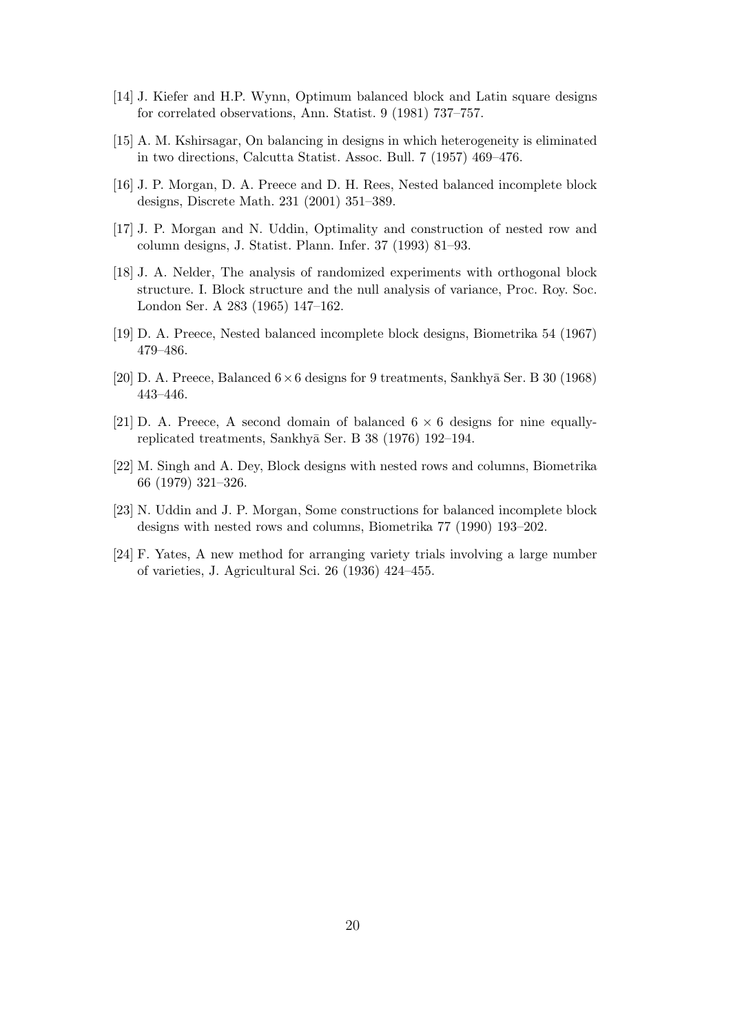[14] J. Kiefer and H.P. Wynn, Optimum balanced block and Latin square designs for correlated observations, Ann. Statist. 9 (1981) 737–757.

[15] A. M. Kshirsagar, On balancing in designs in which heterogeneity is eliminated in two directions, Calcutta Statist. Assoc. Bull. 7 (1957) 469–476.

[16] J. P. Morgan, D. A. Preece and D. H. Rees, Nested balanced incomplete block designs, Discrete Math. 231 (2001) 351–389.

[17] J. P. Morgan and N. Uddin, Optimality and construction of nested row and column designs, J. Statist. Plann. Infer. 37 (1993) 81–93.

[18] J. A. Nelder, The analysis of randomized experiments with orthogonal block structure. I. Block structure and the null analysis of variance, Proc. Roy. Soc. London Ser. A 283 (1965) 147–162.

[19] D. A. Preece, Nested balanced incomplete block designs, Biometrika 54 (1967) 479–486.

[20] D. A. Preece, Balanced $6 \times 6$ designs for 9 treatments, Sankhyā Ser. B 30 (1968) 443–446.

[21] D. A. Preece, A second domain of balanced $6 \times 6$ designs for nine equally-replicated treatments, Sankhyā Ser. B 38 (1976) 192–194.

[22] M. Singh and A. Dey, Block designs with nested rows and columns, Biometrika 66 (1979) 321–326.

[23] N. Uddin and J. P. Morgan, Some constructions for balanced incomplete block designs with nested rows and columns, Biometrika 77 (1990) 193–202.

[24] F. Yates, A new method for arranging variety trials involving a large number of varieties, J. Agricultural Sci. 26 (1936) 424–455.